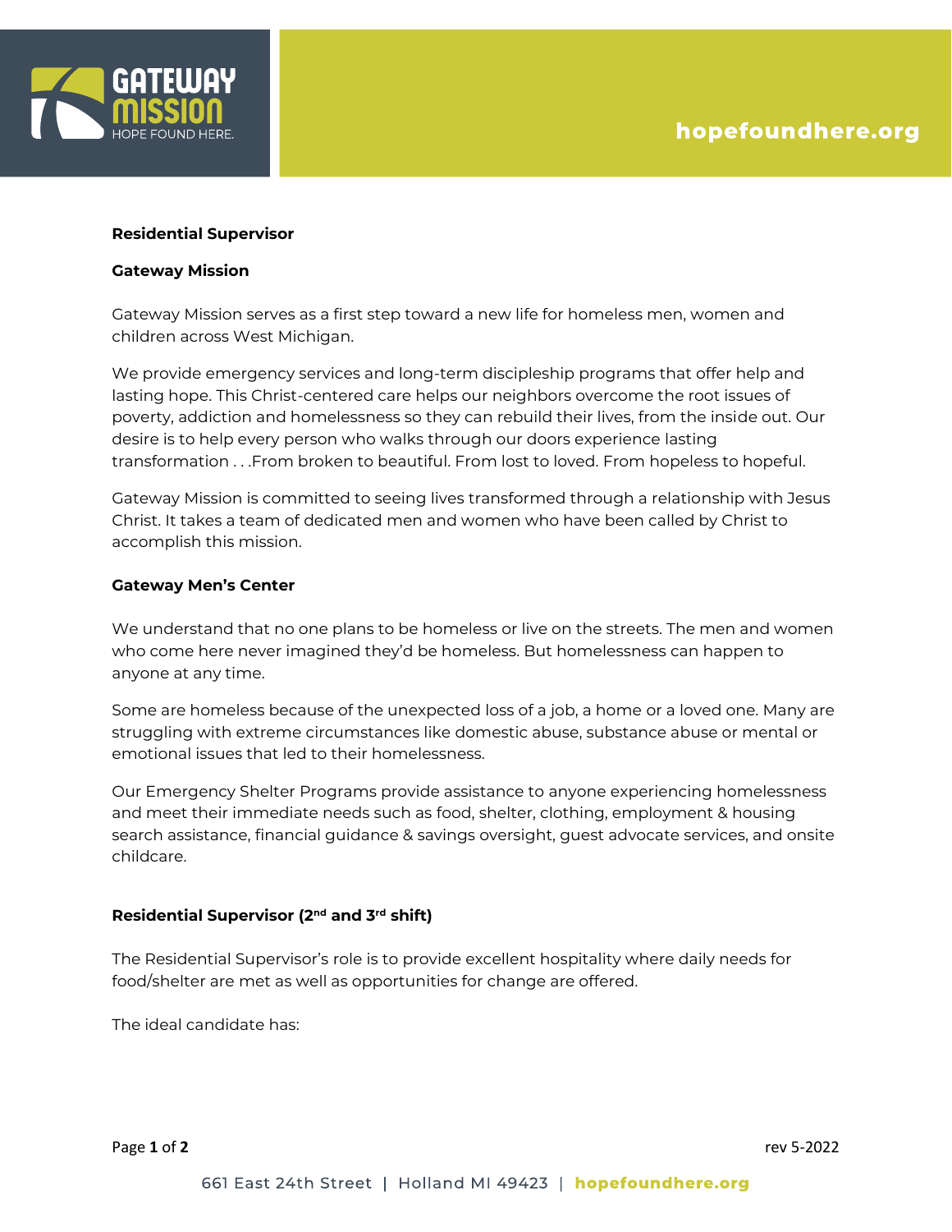**Residential Supervisor**

**Gateway Mission**

Gateway Mission serves as a first step toward a new life for homeless men, women and children across West Michigan.

We provide emergency services and long-term discipleship programs that offer help and lasting hope. This Christ-centered care helps our neighbors overcome the root issues of poverty, addiction and homelessness so they can rebuild their lives, from the inside out. Our desire is to help every person who walks through our doors experience lasting transformation . . .From broken to beautiful. From lost to loved. From hopeless to hopeful.

Gateway Mission is committed to seeing lives transformed through a relationship with Jesus Christ. It takes a team of dedicated men and women who have been called by Christ to accomplish this mission.

**Gateway Men's Center**

We understand that no one plans to be homeless or live on the streets. The men and women who come here never imagined they'd be homeless. But homelessness can happen to anyone at any time.

Some are homeless because of the unexpected loss of a job, a home or a loved one. Many are struggling with extreme circumstances like domestic abuse, substance abuse or mental or emotional issues that led to their homelessness.

Our Emergency Shelter Programs provide assistance to anyone experiencing homelessness and meet their immediate needs such as food, shelter, clothing, employment & housing search assistance, financial guidance & savings oversight, guest advocate services, and onsite childcare.

**Residential Supervisor (2nd and 3rd shift)**

The Residential Supervisor's role is to provide excellent hospitality where daily needs for food/shelter are met as well as opportunities for change are offered.

The ideal candidate has: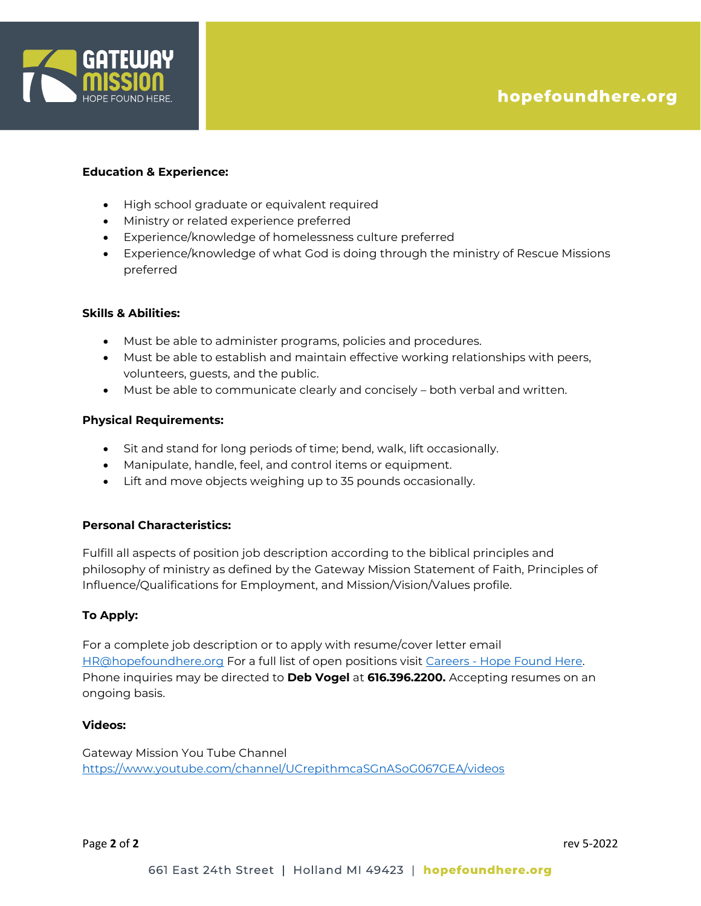**Education & Experience:**

- High school graduate or equivalent required
- Ministry or related experience preferred
- Experience/knowledge of homelessness culture preferred
- Experience/knowledge of what God is doing through the ministry of Rescue Missions preferred

**Skills & Abilities:**

- Must be able to administer programs, policies and procedures.
- Must be able to establish and maintain effective working relationships with peers, volunteers, guests, and the public.
- Must be able to communicate clearly and concisely – both verbal and written.

**Physical Requirements:**

- Sit and stand for long periods of time; bend, walk, lift occasionally.
- Manipulate, handle, feel, and control items or equipment.
- Lift and move objects weighing up to 35 pounds occasionally.

**Personal Characteristics:**

Fulfill all aspects of position job description according to the biblical principles and philosophy of ministry as defined by the Gateway Mission Statement of Faith, Principles of Influence/Qualifications for Employment, and Mission/Vision/Values profile.

**To Apply:**

For a complete job description or to apply with resume/cover letter email HR@hopefoundhere.org For a full list of open positions visit Careers - Hope Found Here. Phone inquiries may be directed to **Deb Vogel** at **616.396.2200.** Accepting resumes on an ongoing basis.

**Videos:**

Gateway Mission You Tube Channel
https://www.youtube.com/channel/UCrepithmcaSGnASoG067GEA/videos

rev 5-2022